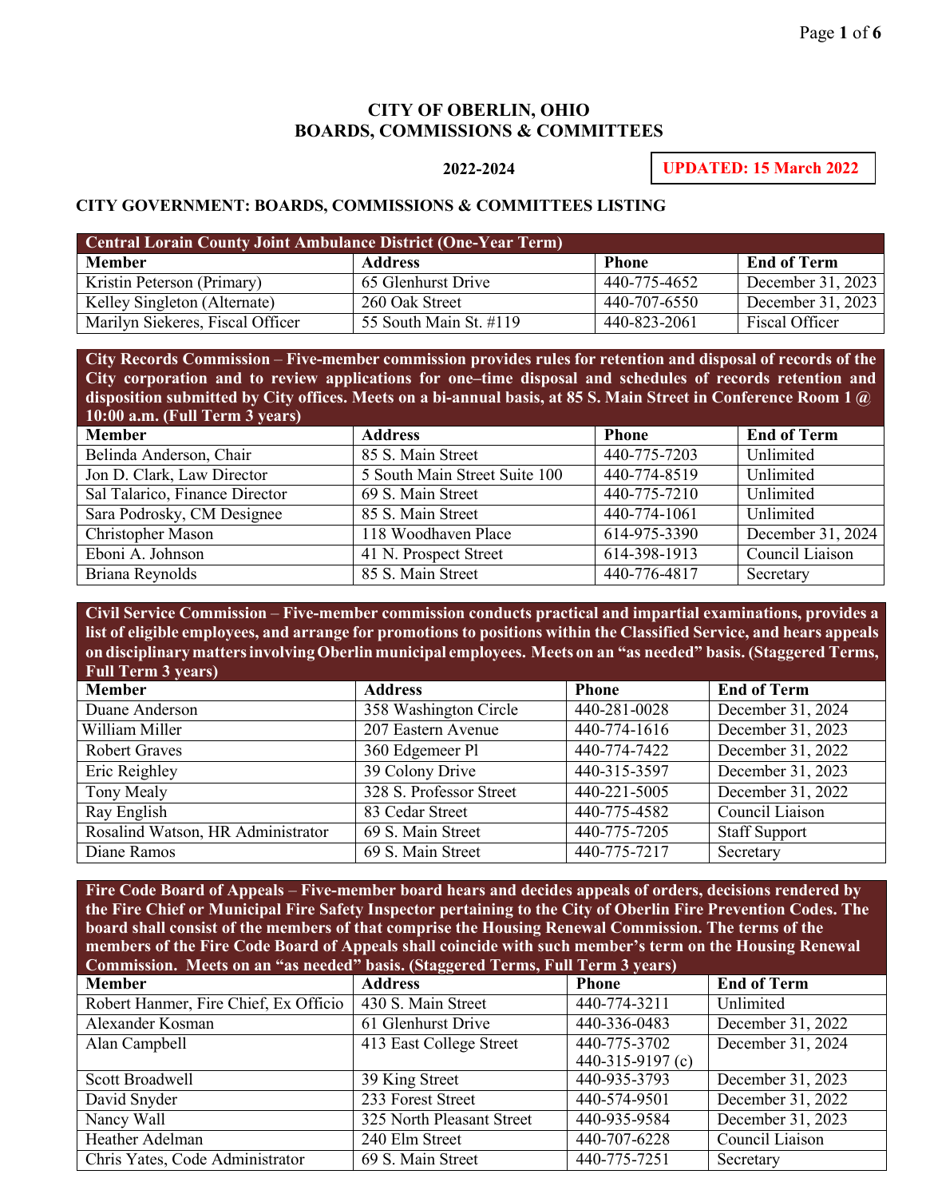# CITY OF OBERLIN, OHIO
# BOARDS, COMMISSIONS & COMMITTEES

**2022-2024**

**UPDATED: 15 March 2022**

## CITY GOVERNMENT: BOARDS, COMMISSIONS & COMMITTEES LISTING

| Central Lorain County Joint Ambulance District (One-Year Term) | | | |
|---|---|---|---|
| **Member** | **Address** | **Phone** | **End of Term** |
| Kristin Peterson (Primary) | 65 Glenhurst Drive | 440-775-4652 | December 31, 2023 |
| Kelley Singleton (Alternate) | 260 Oak Street | 440-707-6550 | December 31, 2023 |
| Marilyn Siekeres, Fiscal Officer | 55 South Main St. #119 | 440-823-2061 | Fiscal Officer |

| City Records Commission – Five-member commission provides rules for retention and disposal of records of the City corporation and to review applications for one–time disposal and schedules of records retention and disposition submitted by City offices. Meets on a bi-annual basis, at 85 S. Main Street in Conference Room 1 @ 10:00 a.m. (Full Term 3 years) | | | |
|---|---|---|---|
| **Member** | **Address** | **Phone** | **End of Term** |
| Belinda Anderson, Chair | 85 S. Main Street | 440-775-7203 | Unlimited |
| Jon D. Clark, Law Director | 5 South Main Street Suite 100 | 440-774-8519 | Unlimited |
| Sal Talarico, Finance Director | 69 S. Main Street | 440-775-7210 | Unlimited |
| Sara Podrosky, CM Designee | 85 S. Main Street | 440-774-1061 | Unlimited |
| Christopher Mason | 118 Woodhaven Place | 614-975-3390 | December 31, 2024 |
| Eboni A. Johnson | 41 N. Prospect Street | 614-398-1913 | Council Liaison |
| Briana Reynolds | 85 S. Main Street | 440-776-4817 | Secretary |

| Civil Service Commission – Five-member commission conducts practical and impartial examinations, provides a list of eligible employees, and arrange for promotions to positions within the Classified Service, and hears appeals on disciplinary matters involving Oberlin municipal employees. Meets on an "as needed" basis. (Staggered Terms, Full Term 3 years) | | | |
|---|---|---|---|
| **Member** | **Address** | **Phone** | **End of Term** |
| Duane Anderson | 358 Washington Circle | 440-281-0028 | December 31, 2024 |
| William Miller | 207 Eastern Avenue | 440-774-1616 | December 31, 2023 |
| Robert Graves | 360 Edgemeer Pl | 440-774-7422 | December 31, 2022 |
| Eric Reighley | 39 Colony Drive | 440-315-3597 | December 31, 2023 |
| Tony Mealy | 328 S. Professor Street | 440-221-5005 | December 31, 2022 |
| Ray English | 83 Cedar Street | 440-775-4582 | Council Liaison |
| Rosalind Watson, HR Administrator | 69 S. Main Street | 440-775-7205 | Staff Support |
| Diane Ramos | 69 S. Main Street | 440-775-7217 | Secretary |

| Fire Code Board of Appeals – Five-member board hears and decides appeals of orders, decisions rendered by the Fire Chief or Municipal Fire Safety Inspector pertaining to the City of Oberlin Fire Prevention Codes. The board shall consist of the members of that comprise the Housing Renewal Commission. The terms of the members of the Fire Code Board of Appeals shall coincide with such member's term on the Housing Renewal Commission. Meets on an "as needed" basis. (Staggered Terms, Full Term 3 years) | | | |
|---|---|---|---|
| **Member** | **Address** | **Phone** | **End of Term** |
| Robert Hanmer, Fire Chief, Ex Officio | 430 S. Main Street | 440-774-3211 | Unlimited |
| Alexander Kosman | 61 Glenhurst Drive | 440-336-0483 | December 31, 2022 |
| Alan Campbell | 413 East College Street | 440-775-3702<br>440-315-9197 (c) | December 31, 2024 |
| Scott Broadwell | 39 King Street | 440-935-3793 | December 31, 2023 |
| David Snyder | 233 Forest Street | 440-574-9501 | December 31, 2022 |
| Nancy Wall | 325 North Pleasant Street | 440-935-9584 | December 31, 2023 |
| Heather Adelman | 240 Elm Street | 440-707-6228 | Council Liaison |
| Chris Yates, Code Administrator | 69 S. Main Street | 440-775-7251 | Secretary |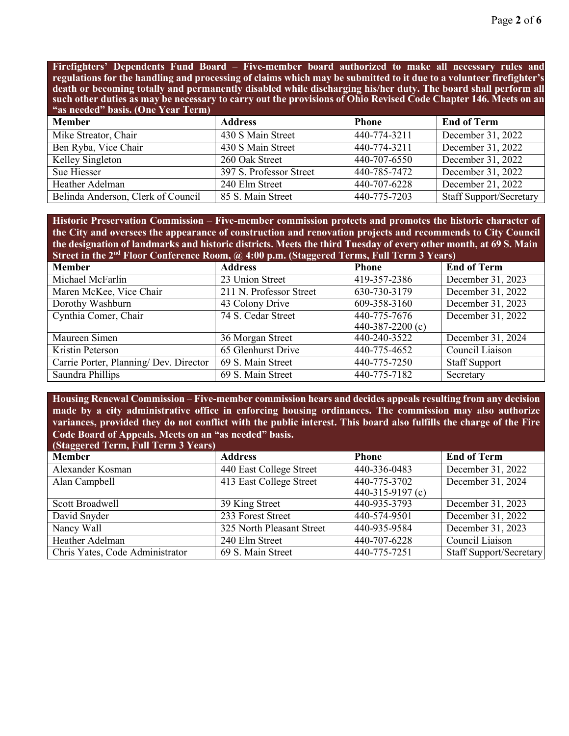**Firefighters' Dependents Fund Board – Five-member board authorized to make all necessary rules and regulations for the handling and processing of claims which may be submitted to it due to a volunteer firefighter's death or becoming totally and permanently disabled while discharging his/her duty. The board shall perform all such other duties as may be necessary to carry out the provisions of Ohio Revised Code Chapter 146. Meets on an "as needed" basis. (One Year Term)**

| Member | Address | Phone | End of Term |
|---|---|---|---|
| Mike Streator, Chair | 430 S Main Street | 440-774-3211 | December 31, 2022 |
| Ben Ryba, Vice Chair | 430 S Main Street | 440-774-3211 | December 31, 2022 |
| Kelley Singleton | 260 Oak Street | 440-707-6550 | December 31, 2022 |
| Sue Hiesser | 397 S. Professor Street | 440-785-7472 | December 31, 2022 |
| Heather Adelman | 240 Elm Street | 440-707-6228 | December 21, 2022 |
| Belinda Anderson, Clerk of Council | 85 S. Main Street | 440-775-7203 | Staff Support/Secretary |

**Historic Preservation Commission – Five-member commission protects and promotes the historic character of the City and oversees the appearance of construction and renovation projects and recommends to City Council the designation of landmarks and historic districts. Meets the third Tuesday of every other month, at 69 S. Main Street in the 2nd Floor Conference Room, @ 4:00 p.m. (Staggered Terms, Full Term 3 Years)**

| Member | Address | Phone | End of Term |
|---|---|---|---|
| Michael McFarlin | 23 Union Street | 419-357-2386 | December 31, 2023 |
| Maren McKee, Vice Chair | 211 N. Professor Street | 630-730-3179 | December 31, 2022 |
| Dorothy Washburn | 43 Colony Drive | 609-358-3160 | December 31, 2023 |
| Cynthia Comer, Chair | 74 S. Cedar Street | 440-775-7676<br>440-387-2200 (c) | December 31, 2022 |
| Maureen Simen | 36 Morgan Street | 440-240-3522 | December 31, 2024 |
| Kristin Peterson | 65 Glenhurst Drive | 440-775-4652 | Council Liaison |
| Carrie Porter, Planning/ Dev. Director | 69 S. Main Street | 440-775-7250 | Staff Support |
| Saundra Phillips | 69 S. Main Street | 440-775-7182 | Secretary |

**Housing Renewal Commission – Five-member commission hears and decides appeals resulting from any decision made by a city administrative office in enforcing housing ordinances. The commission may also authorize variances, provided they do not conflict with the public interest. This board also fulfills the charge of the Fire Code Board of Appeals. Meets on an "as needed" basis. (Staggered Term, Full Term 3 Years)**

| Member | Address | Phone | End of Term |
|---|---|---|---|
| Alexander Kosman | 440 East College Street | 440-336-0483 | December 31, 2022 |
| Alan Campbell | 413 East College Street | 440-775-3702<br>440-315-9197 (c) | December 31, 2024 |
| Scott Broadwell | 39 King Street | 440-935-3793 | December 31, 2023 |
| David Snyder | 233 Forest Street | 440-574-9501 | December 31, 2022 |
| Nancy Wall | 325 North Pleasant Street | 440-935-9584 | December 31, 2023 |
| Heather Adelman | 240 Elm Street | 440-707-6228 | Council Liaison |
| Chris Yates, Code Administrator | 69 S. Main Street | 440-775-7251 | Staff Support/Secretary |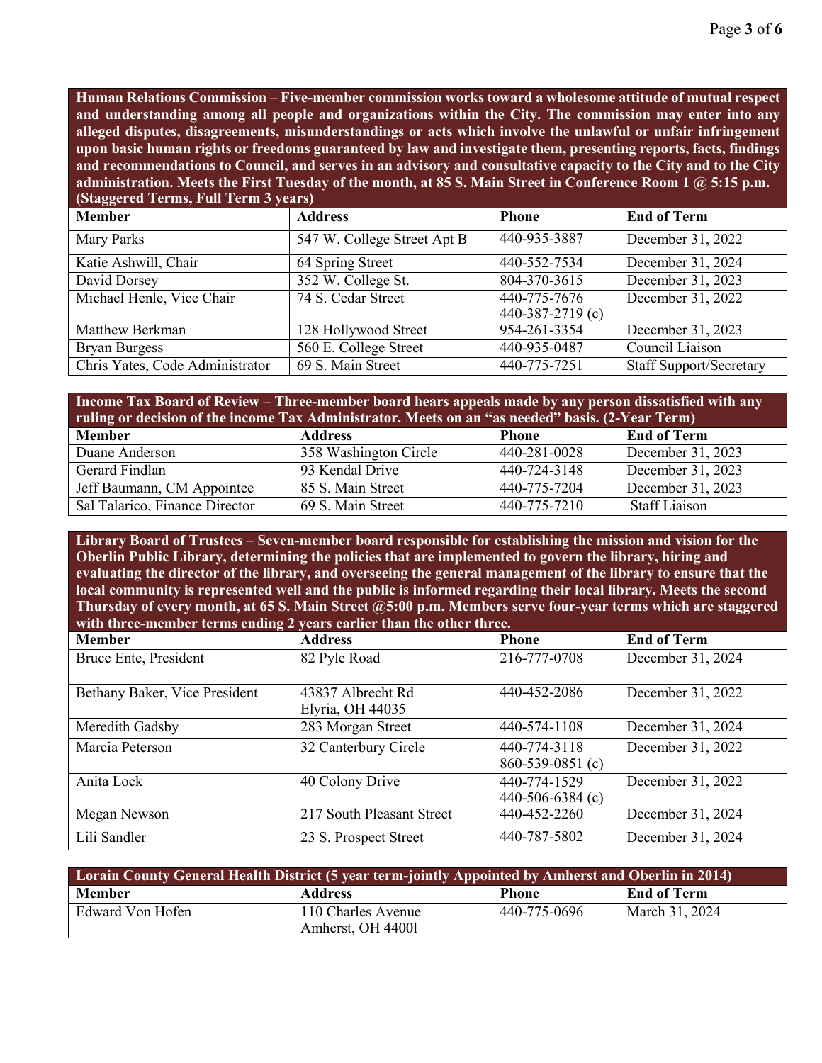**Human Relations Commission – Five-member commission works toward a wholesome attitude of mutual respect and understanding among all people and organizations within the City. The commission may enter into any alleged disputes, disagreements, misunderstandings or acts which involve the unlawful or unfair infringement upon basic human rights or freedoms guaranteed by law and investigate them, presenting reports, facts, findings and recommendations to Council, and serves in an advisory and consultative capacity to the City and to the City administration. Meets the First Tuesday of the month, at 85 S. Main Street in Conference Room 1 @ 5:15 p.m. (Staggered Terms, Full Term 3 years)**

| Member | Address | Phone | End of Term |
|---|---|---|---|
| Mary Parks | 547 W. College Street Apt B | 440-935-3887 | December 31, 2022 |
| Katie Ashwill, Chair | 64 Spring Street | 440-552-7534 | December 31, 2024 |
| David Dorsey | 352 W. College St. | 804-370-3615 | December 31, 2023 |
| Michael Henle, Vice Chair | 74 S. Cedar Street | 440-775-7676<br>440-387-2719 (c) | December 31, 2022 |
| Matthew Berkman | 128 Hollywood Street | 954-261-3354 | December 31, 2023 |
| Bryan Burgess | 560 E. College Street | 440-935-0487 | Council Liaison |
| Chris Yates, Code Administrator | 69 S. Main Street | 440-775-7251 | Staff Support/Secretary |

**Income Tax Board of Review – Three-member board hears appeals made by any person dissatisfied with any ruling or decision of the income Tax Administrator. Meets on an "as needed" basis. (2-Year Term)**

| Member | Address | Phone | End of Term |
|---|---|---|---|
| Duane Anderson | 358 Washington Circle | 440-281-0028 | December 31, 2023 |
| Gerard Findlan | 93 Kendal Drive | 440-724-3148 | December 31, 2023 |
| Jeff Baumann, CM Appointee | 85 S. Main Street | 440-775-7204 | December 31, 2023 |
| Sal Talarico, Finance Director | 69 S. Main Street | 440-775-7210 | Staff Liaison |

**Library Board of Trustees – Seven-member board responsible for establishing the mission and vision for the Oberlin Public Library, determining the policies that are implemented to govern the library, hiring and evaluating the director of the library, and overseeing the general management of the library to ensure that the local community is represented well and the public is informed regarding their local library. Meets the second Thursday of every month, at 65 S. Main Street @5:00 p.m. Members serve four-year terms which are staggered with three-member terms ending 2 years earlier than the other three.**

| Member | Address | Phone | End of Term |
|---|---|---|---|
| Bruce Ente, President | 82 Pyle Road | 216-777-0708 | December 31, 2024 |
| Bethany Baker, Vice President | 43837 Albrecht Rd<br>Elyria, OH 44035 | 440-452-2086 | December 31, 2022 |
| Meredith Gadsby | 283 Morgan Street | 440-574-1108 | December 31, 2024 |
| Marcia Peterson | 32 Canterbury Circle | 440-774-3118<br>860-539-0851 (c) | December 31, 2022 |
| Anita Lock | 40 Colony Drive | 440-774-1529<br>440-506-6384 (c) | December 31, 2022 |
| Megan Newson | 217 South Pleasant Street | 440-452-2260 | December 31, 2024 |
| Lili Sandler | 23 S. Prospect Street | 440-787-5802 | December 31, 2024 |

**Lorain County General Health District (5 year term-jointly Appointed by Amherst and Oberlin in 2014)**

| Member | Address | Phone | End of Term |
|---|---|---|---|
| Edward Von Hofen | 110 Charles Avenue<br>Amherst, OH 4400l | 440-775-0696 | March 31, 2024 |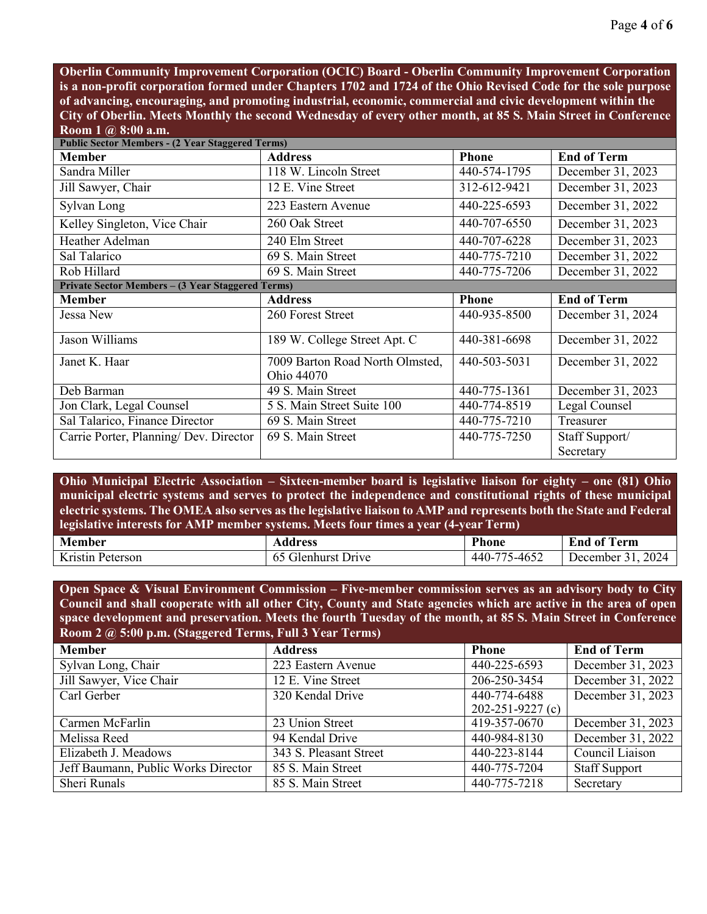**Oberlin Community Improvement Corporation (OCIC) Board - Oberlin Community Improvement Corporation is a non-profit corporation formed under Chapters 1702 and 1724 of the Ohio Revised Code for the sole purpose of advancing, encouraging, and promoting industrial, economic, commercial and civic development within the City of Oberlin. Meets Monthly the second Wednesday of every other month, at 85 S. Main Street in Conference Room 1 @ 8:00 a.m.**

| **Public Sector Members - (2 Year Staggered Terms)** | | | |
|---|---|---|---|
| **Member** | **Address** | **Phone** | **End of Term** |
| Sandra Miller | 118 W. Lincoln Street | 440-574-1795 | December 31, 2023 |
| Jill Sawyer, Chair | 12 E. Vine Street | 312-612-9421 | December 31, 2023 |
| Sylvan Long | 223 Eastern Avenue | 440-225-6593 | December 31, 2022 |
| Kelley Singleton, Vice Chair | 260 Oak Street | 440-707-6550 | December 31, 2023 |
| Heather Adelman | 240 Elm Street | 440-707-6228 | December 31, 2023 |
| Sal Talarico | 69 S. Main Street | 440-775-7210 | December 31, 2022 |
| Rob Hillard | 69 S. Main Street | 440-775-7206 | December 31, 2022 |
| **Private Sector Members – (3 Year Staggered Terms)** | | | |
| **Member** | **Address** | **Phone** | **End of Term** |
| Jessa New | 260 Forest Street | 440-935-8500 | December 31, 2024 |
| Jason Williams | 189 W. College Street Apt. C | 440-381-6698 | December 31, 2022 |
| Janet K. Haar | 7009 Barton Road North Olmsted, Ohio 44070 | 440-503-5031 | December 31, 2022 |
| Deb Barman | 49 S. Main Street | 440-775-1361 | December 31, 2023 |
| Jon Clark, Legal Counsel | 5 S. Main Street Suite 100 | 440-774-8519 | Legal Counsel |
| Sal Talarico, Finance Director | 69 S. Main Street | 440-775-7210 | Treasurer |
| Carrie Porter, Planning/ Dev. Director | 69 S. Main Street | 440-775-7250 | Staff Support/ Secretary |

**Ohio Municipal Electric Association – Sixteen-member board is legislative liaison for eighty – one (81) Ohio municipal electric systems and serves to protect the independence and constitutional rights of these municipal electric systems. The OMEA also serves as the legislative liaison to AMP and represents both the State and Federal legislative interests for AMP member systems. Meets four times a year (4-year Term)**

| **Member** | **Address** | **Phone** | **End of Term** |
|---|---|---|---|
| Kristin Peterson | 65 Glenhurst Drive | 440-775-4652 | December 31, 2024 |

**Open Space & Visual Environment Commission – Five-member commission serves as an advisory body to City Council and shall cooperate with all other City, County and State agencies which are active in the area of open space development and preservation. Meets the fourth Tuesday of the month, at 85 S. Main Street in Conference Room 2 @ 5:00 p.m. (Staggered Terms, Full 3 Year Terms)**

| **Member** | **Address** | **Phone** | **End of Term** |
|---|---|---|---|
| Sylvan Long, Chair | 223 Eastern Avenue | 440-225-6593 | December 31, 2023 |
| Jill Sawyer, Vice Chair | 12 E. Vine Street | 206-250-3454 | December 31, 2022 |
| Carl Gerber | 320 Kendal Drive | 440-774-6488<br>202-251-9227 (c) | December 31, 2023 |
| Carmen McFarlin | 23 Union Street | 419-357-0670 | December 31, 2023 |
| Melissa Reed | 94 Kendal Drive | 440-984-8130 | December 31, 2022 |
| Elizabeth J. Meadows | 343 S. Pleasant Street | 440-223-8144 | Council Liaison |
| Jeff Baumann, Public Works Director | 85 S. Main Street | 440-775-7204 | Staff Support |
| Sheri Runals | 85 S. Main Street | 440-775-7218 | Secretary |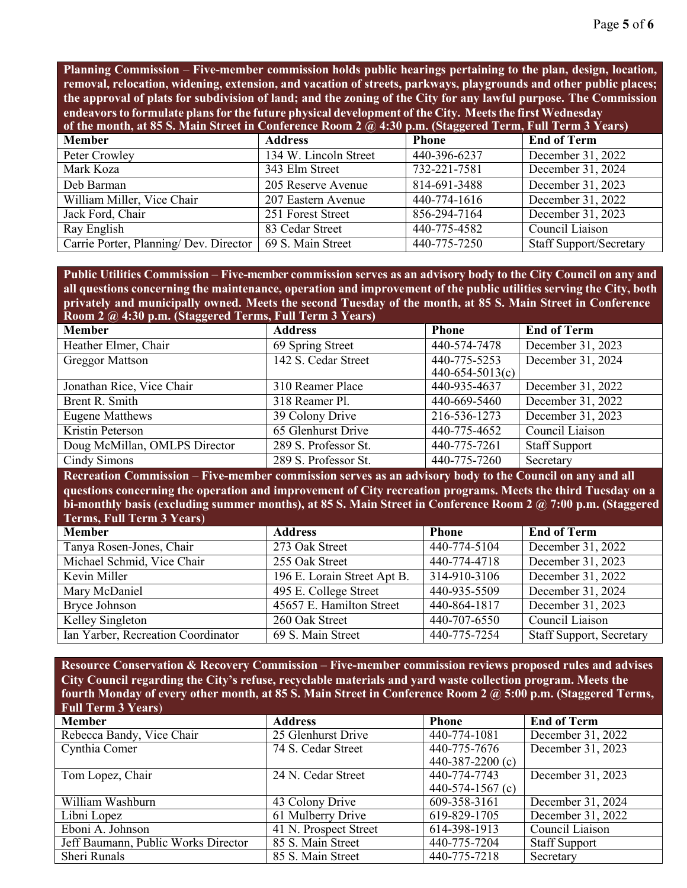**Planning Commission – Five-member commission holds public hearings pertaining to the plan, design, location, removal, relocation, widening, extension, and vacation of streets, parkways, playgrounds and other public places; the approval of plats for subdivision of land; and the zoning of the City for any lawful purpose. The Commission endeavors to formulate plans for the future physical development of the City. Meets the first Wednesday of the month, at 85 S. Main Street in Conference Room 2 @ 4:30 p.m. (Staggered Term, Full Term 3 Years)**

| Member | Address | Phone | End of Term |
|---|---|---|---|
| Peter Crowley | 134 W. Lincoln Street | 440-396-6237 | December 31, 2022 |
| Mark Koza | 343 Elm Street | 732-221-7581 | December 31, 2024 |
| Deb Barman | 205 Reserve Avenue | 814-691-3488 | December 31, 2023 |
| William Miller, Vice Chair | 207 Eastern Avenue | 440-774-1616 | December 31, 2022 |
| Jack Ford, Chair | 251 Forest Street | 856-294-7164 | December 31, 2023 |
| Ray English | 83 Cedar Street | 440-775-4582 | Council Liaison |
| Carrie Porter, Planning/ Dev. Director | 69 S. Main Street | 440-775-7250 | Staff Support/Secretary |

**Public Utilities Commission – Five-member commission serves as an advisory body to the City Council on any and all questions concerning the maintenance, operation and improvement of the public utilities serving the City, both privately and municipally owned. Meets the second Tuesday of the month, at 85 S. Main Street in Conference Room 2 @ 4:30 p.m. (Staggered Terms, Full Term 3 Years)**

| Member | Address | Phone | End of Term |
|---|---|---|---|
| Heather Elmer, Chair | 69 Spring Street | 440-574-7478 | December 31, 2023 |
| Greggor Mattson | 142 S. Cedar Street | 440-775-5253 440-654-5013(c) | December 31, 2024 |
| Jonathan Rice, Vice Chair | 310 Reamer Place | 440-935-4637 | December 31, 2022 |
| Brent R. Smith | 318 Reamer Pl. | 440-669-5460 | December 31, 2022 |
| Eugene Matthews | 39 Colony Drive | 216-536-1273 | December 31, 2023 |
| Kristin Peterson | 65 Glenhurst Drive | 440-775-4652 | Council Liaison |
| Doug McMillan, OMLPS Director | 289 S. Professor St. | 440-775-7261 | Staff Support |
| Cindy Simons | 289 S. Professor St. | 440-775-7260 | Secretary |

**Recreation Commission – Five-member commission serves as an advisory body to the Council on any and all questions concerning the operation and improvement of City recreation programs. Meets the third Tuesday on a bi-monthly basis (excluding summer months), at 85 S. Main Street in Conference Room 2 @ 7:00 p.m. (Staggered Terms, Full Term 3 Years)**

| Member | Address | Phone | End of Term |
|---|---|---|---|
| Tanya Rosen-Jones, Chair | 273 Oak Street | 440-774-5104 | December 31, 2022 |
| Michael Schmid, Vice Chair | 255 Oak Street | 440-774-4718 | December 31, 2023 |
| Kevin Miller | 196 E. Lorain Street Apt B. | 314-910-3106 | December 31, 2022 |
| Mary McDaniel | 495 E. College Street | 440-935-5509 | December 31, 2024 |
| Bryce Johnson | 45657 E. Hamilton Street | 440-864-1817 | December 31, 2023 |
| Kelley Singleton | 260 Oak Street | 440-707-6550 | Council Liaison |
| Ian Yarber, Recreation Coordinator | 69 S. Main Street | 440-775-7254 | Staff Support, Secretary |

**Resource Conservation & Recovery Commission – Five-member commission reviews proposed rules and advises City Council regarding the City's refuse, recyclable materials and yard waste collection program. Meets the fourth Monday of every other month, at 85 S. Main Street in Conference Room 2 @ 5:00 p.m. (Staggered Terms, Full Term 3 Years)**

| Member | Address | Phone | End of Term |
|---|---|---|---|
| Rebecca Bandy, Vice Chair | 25 Glenhurst Drive | 440-774-1081 | December 31, 2022 |
| Cynthia Comer | 74 S. Cedar Street | 440-775-7676 440-387-2200 (c) | December 31, 2023 |
| Tom Lopez, Chair | 24 N. Cedar Street | 440-774-7743 440-574-1567 (c) | December 31, 2023 |
| William Washburn | 43 Colony Drive | 609-358-3161 | December 31, 2024 |
| Libni Lopez | 61 Mulberry Drive | 619-829-1705 | December 31, 2022 |
| Eboni A. Johnson | 41 N. Prospect Street | 614-398-1913 | Council Liaison |
| Jeff Baumann, Public Works Director | 85 S. Main Street | 440-775-7204 | Staff Support |
| Sheri Runals | 85 S. Main Street | 440-775-7218 | Secretary |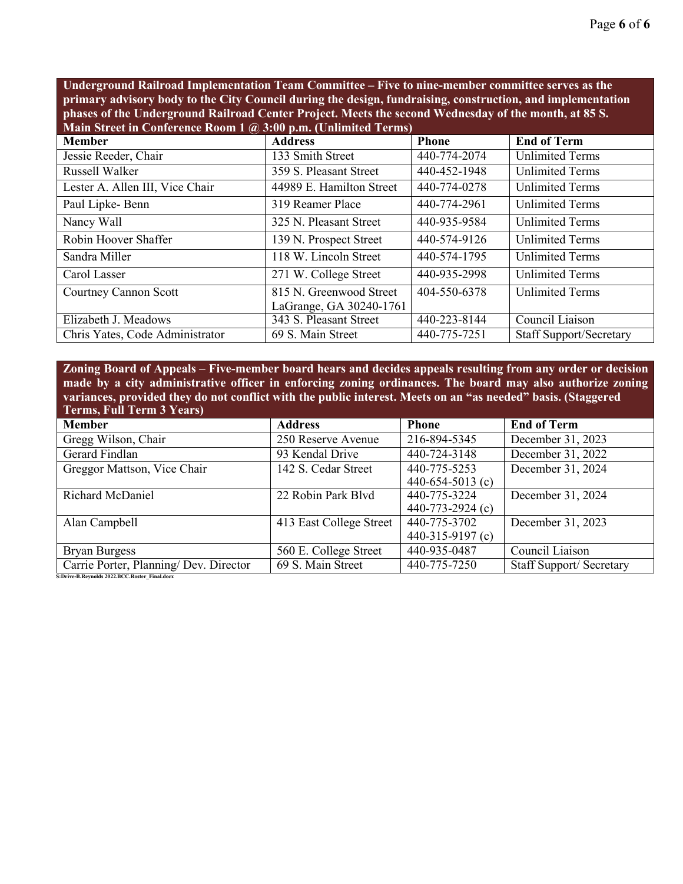**Underground Railroad Implementation Team Committee – Five to nine-member committee serves as the primary advisory body to the City Council during the design, fundraising, construction, and implementation phases of the Underground Railroad Center Project. Meets the second Wednesday of the month, at 85 S. Main Street in Conference Room 1 @ 3:00 p.m. (Unlimited Terms)**

| Member | Address | Phone | End of Term |
|---|---|---|---|
| Jessie Reeder, Chair | 133 Smith Street | 440-774-2074 | Unlimited Terms |
| Russell Walker | 359 S. Pleasant Street | 440-452-1948 | Unlimited Terms |
| Lester A. Allen III, Vice Chair | 44989 E. Hamilton Street | 440-774-0278 | Unlimited Terms |
| Paul Lipke- Benn | 319 Reamer Place | 440-774-2961 | Unlimited Terms |
| Nancy Wall | 325 N. Pleasant Street | 440-935-9584 | Unlimited Terms |
| Robin Hoover Shaffer | 139 N. Prospect Street | 440-574-9126 | Unlimited Terms |
| Sandra Miller | 118 W. Lincoln Street | 440-574-1795 | Unlimited Terms |
| Carol Lasser | 271 W. College Street | 440-935-2998 | Unlimited Terms |
| Courtney Cannon Scott | 815 N. Greenwood Street LaGrange, GA 30240-1761 | 404-550-6378 | Unlimited Terms |
| Elizabeth J. Meadows | 343 S. Pleasant Street | 440-223-8144 | Council Liaison |
| Chris Yates, Code Administrator | 69 S. Main Street | 440-775-7251 | Staff Support/Secretary |

**Zoning Board of Appeals – Five-member board hears and decides appeals resulting from any order or decision made by a city administrative officer in enforcing zoning ordinances. The board may also authorize zoning variances, provided they do not conflict with the public interest. Meets on an "as needed" basis. (Staggered Terms, Full Term 3 Years)**

| Member | Address | Phone | End of Term |
|---|---|---|---|
| Gregg Wilson, Chair | 250 Reserve Avenue | 216-894-5345 | December 31, 2023 |
| Gerard Findlan | 93 Kendal Drive | 440-724-3148 | December 31, 2022 |
| Greggor Mattson, Vice Chair | 142 S. Cedar Street | 440-775-5253<br>440-654-5013 (c) | December 31, 2024 |
| Richard McDaniel | 22 Robin Park Blvd | 440-775-3224<br>440-773-2924 (c) | December 31, 2024 |
| Alan Campbell | 413 East College Street | 440-775-3702<br>440-315-9197 (c) | December 31, 2023 |
| Bryan Burgess | 560 E. College Street | 440-935-0487 | Council Liaison |
| Carrie Porter, Planning/ Dev. Director | 69 S. Main Street | 440-775-7250 | Staff Support/ Secretary |

S:Drive-B.Reynolds 2022.BCC.Roster_Final.docx